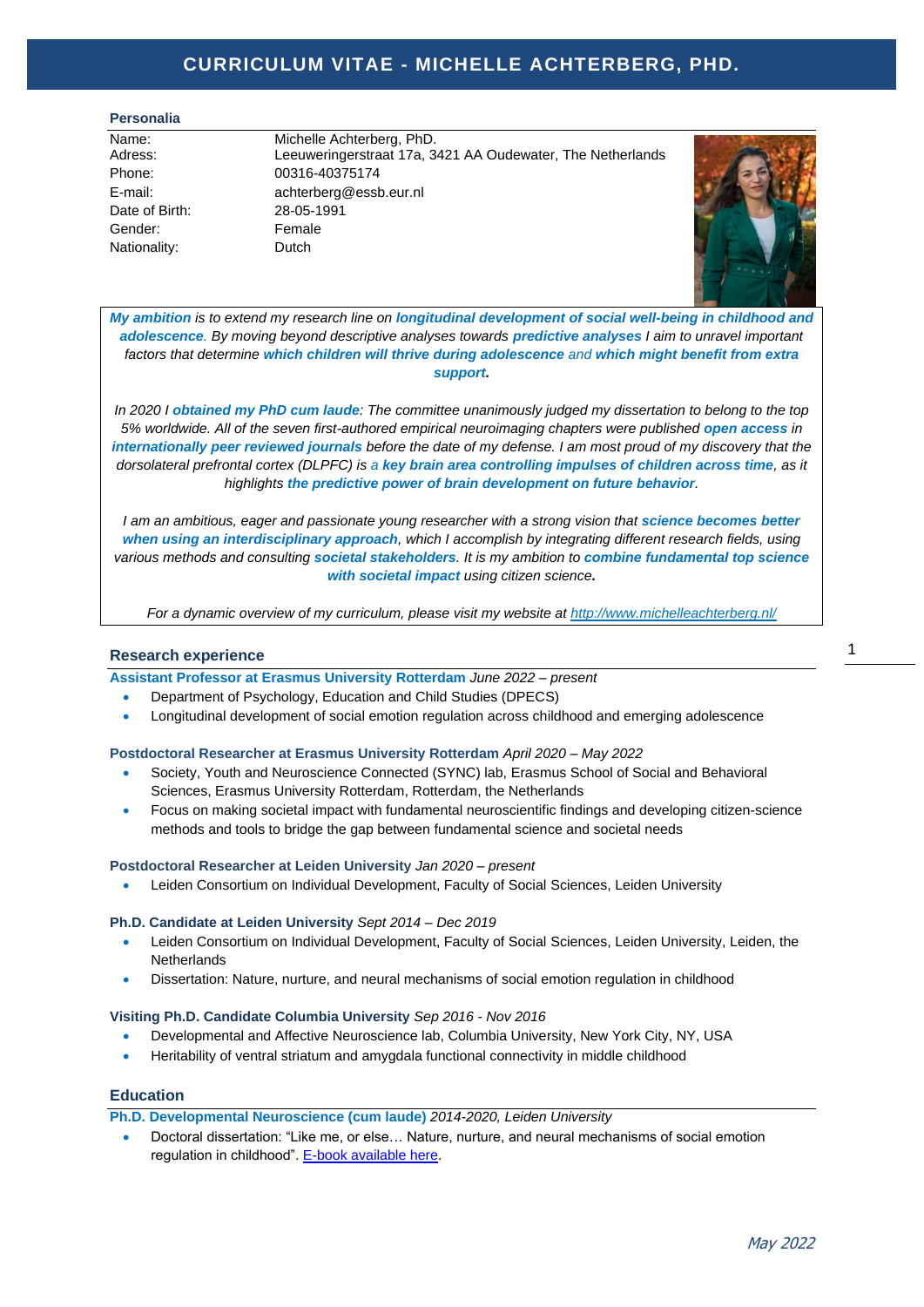# CURRICULUM VITAE - MICHELLE ACHTERBERG, PHD.

## Personalia

| | |
|---|---|
| Name: | Michelle Achterberg, PhD. |
| Adress: | Leeuweringerstraat 17a, 3421 AA Oudewater, The Netherlands |
| Phone: | 00316-40375174 |
| E-mail: | achterberg@essb.eur.nl |
| Date of Birth: | 28-05-1991 |
| Gender: | Female |
| Nationality: | Dutch |

*My ambition is to extend my research line on **longitudinal development of social well-being in childhood and adolescence**. By moving beyond descriptive analyses towards **predictive analyses** I aim to unravel important factors that determine **which children will thrive during adolescence** and **which might benefit from extra support**.*

*In 2020 I **obtained my PhD cum laude**: The committee unanimously judged my dissertation to belong to the top 5% worldwide. All of the seven first-authored empirical neuroimaging chapters were published **open access** in **internationally peer reviewed journals** before the date of my defense. I am most proud of my discovery that the dorsolateral prefrontal cortex (DLPFC) is a **key brain area controlling impulses of children across time**, as it highlights **the predictive power of brain development on future behavior**.*

*I am an ambitious, eager and passionate young researcher with a strong vision that **science becomes better when using an interdisciplinary approach**, which I accomplish by integrating different research fields, using various methods and consulting **societal stakeholders**. It is my ambition to **combine fundamental top science with societal impact** using citizen science.*

*For a dynamic overview of my curriculum, please visit my website at http://www.michelleachterberg.nl/*

## Research experience

**Assistant Professor at Erasmus University Rotterdam** *June 2022 – present*
- Department of Psychology, Education and Child Studies (DPECS)
- Longitudinal development of social emotion regulation across childhood and emerging adolescence

**Postdoctoral Researcher at Erasmus University Rotterdam** *April 2020 – May 2022*
- Society, Youth and Neuroscience Connected (SYNC) lab, Erasmus School of Social and Behavioral Sciences, Erasmus University Rotterdam, Rotterdam, the Netherlands
- Focus on making societal impact with fundamental neuroscientific findings and developing citizen-science methods and tools to bridge the gap between fundamental science and societal needs

**Postdoctoral Researcher at Leiden University** *Jan 2020 – present*
- Leiden Consortium on Individual Development, Faculty of Social Sciences, Leiden University

**Ph.D. Candidate at Leiden University** *Sept 2014 – Dec 2019*
- Leiden Consortium on Individual Development, Faculty of Social Sciences, Leiden University, Leiden, the Netherlands
- Dissertation: Nature, nurture, and neural mechanisms of social emotion regulation in childhood

**Visiting Ph.D. Candidate Columbia University** *Sep 2016 - Nov 2016*
- Developmental and Affective Neuroscience lab, Columbia University, New York City, NY, USA
- Heritability of ventral striatum and amygdala functional connectivity in middle childhood

## Education

**Ph.D. Developmental Neuroscience (cum laude)** *2014-2020, Leiden University*
- Doctoral dissertation: "Like me, or else… Nature, nurture, and neural mechanisms of social emotion regulation in childhood". E-book available here.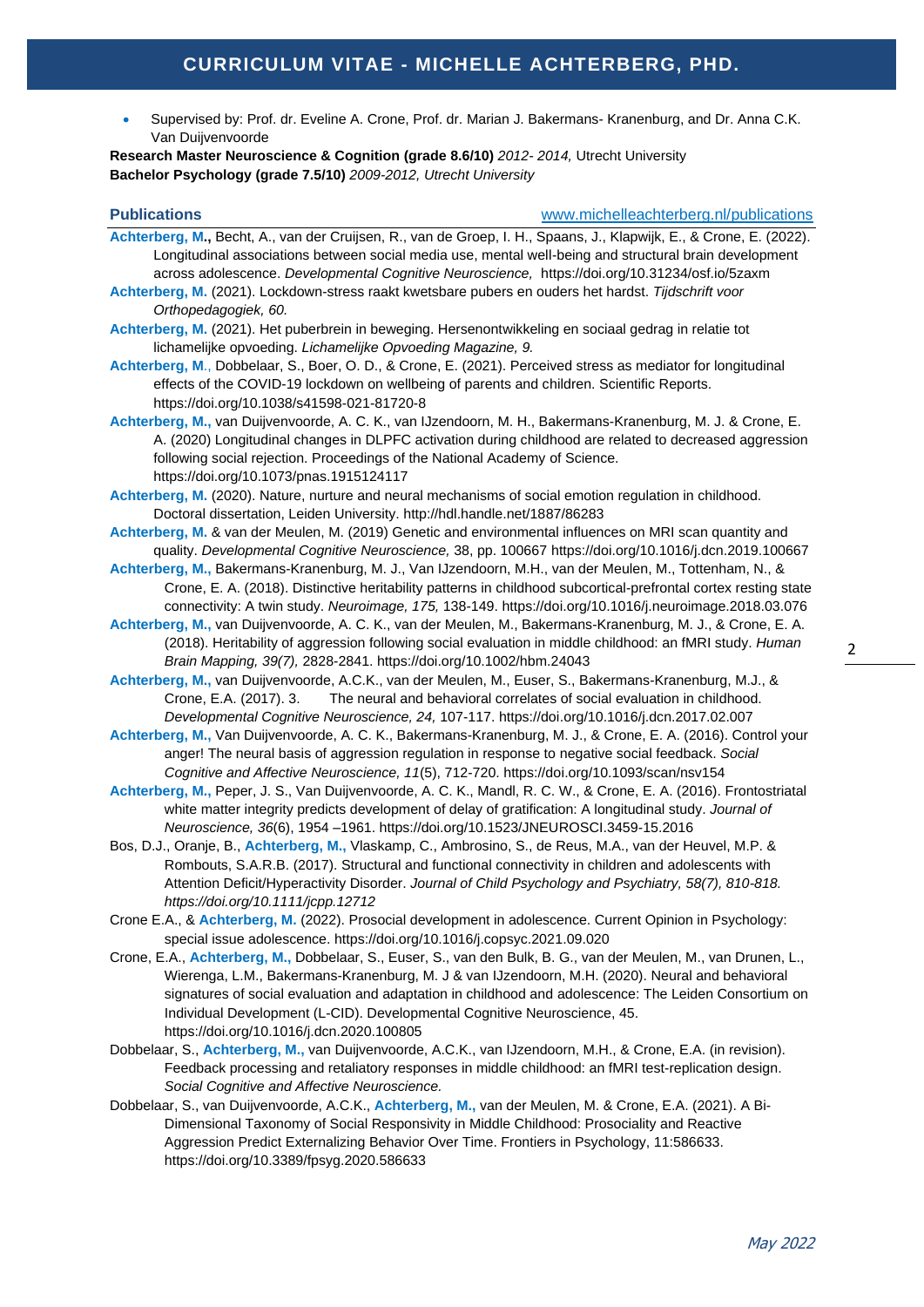- Supervised by: Prof. dr. Eveline A. Crone, Prof. dr. Marian J. Bakermans- Kranenburg, and Dr. Anna C.K. Van Duijvenvoorde

**Research Master Neuroscience & Cognition (grade 8.6/10)** *2012- 2014,* Utrecht University

**Bachelor Psychology (grade 7.5/10)** *2009-2012, Utrecht University*

## Publications

www.michelleachterberg.nl/publications

**Achterberg, M.,** Becht, A., van der Cruijsen, R., van de Groep, I. H., Spaans, J., Klapwijk, E., & Crone, E. (2022). Longitudinal associations between social media use, mental well-being and structural brain development across adolescence. *Developmental Cognitive Neuroscience,* https://doi.org/10.31234/osf.io/5zaxm

**Achterberg, M.** (2021). Lockdown-stress raakt kwetsbare pubers en ouders het hardst. *Tijdschrift voor Orthopedagogiek, 60.*

**Achterberg, M.** (2021). Het puberbrein in beweging. Hersenontwikkeling en sociaal gedrag in relatie tot lichamelijke opvoeding. *Lichamelijke Opvoeding Magazine, 9.*

**Achterberg, M**., Dobbelaar, S., Boer, O. D., & Crone, E. (2021). Perceived stress as mediator for longitudinal effects of the COVID-19 lockdown on wellbeing of parents and children. Scientific Reports. https://doi.org/10.1038/s41598-021-81720-8

**Achterberg, M.,** van Duijvenvoorde, A. C. K., van IJzendoorn, M. H., Bakermans-Kranenburg, M. J. & Crone, E. A. (2020) Longitudinal changes in DLPFC activation during childhood are related to decreased aggression following social rejection. Proceedings of the National Academy of Science. https://doi.org/10.1073/pnas.1915124117

**Achterberg, M.** (2020). Nature, nurture and neural mechanisms of social emotion regulation in childhood. Doctoral dissertation, Leiden University. http://hdl.handle.net/1887/86283

**Achterberg, M.** & van der Meulen, M. (2019) Genetic and environmental influences on MRI scan quantity and quality. *Developmental Cognitive Neuroscience,* 38, pp. 100667 https://doi.org/10.1016/j.dcn.2019.100667

**Achterberg, M.,** Bakermans-Kranenburg, M. J., Van IJzendoorn, M.H., van der Meulen, M., Tottenham, N., & Crone, E. A. (2018). Distinctive heritability patterns in childhood subcortical-prefrontal cortex resting state connectivity: A twin study. *Neuroimage, 175,* 138-149. https://doi.org/10.1016/j.neuroimage.2018.03.076

**Achterberg, M.,** van Duijvenvoorde, A. C. K., van der Meulen, M., Bakermans-Kranenburg, M. J., & Crone, E. A. (2018). Heritability of aggression following social evaluation in middle childhood: an fMRI study. *Human Brain Mapping, 39(7),* 2828-2841. https://doi.org/10.1002/hbm.24043

**Achterberg, M.,** van Duijvenvoorde, A.C.K., van der Meulen, M., Euser, S., Bakermans-Kranenburg, M.J., & Crone, E.A. (2017). 3. The neural and behavioral correlates of social evaluation in childhood. *Developmental Cognitive Neuroscience, 24,* 107-117. https://doi.org/10.1016/j.dcn.2017.02.007

**Achterberg, M.,** Van Duijvenvoorde, A. C. K., Bakermans-Kranenburg, M. J., & Crone, E. A. (2016). Control your anger! The neural basis of aggression regulation in response to negative social feedback. *Social Cognitive and Affective Neuroscience, 11*(5), 712-720. https://doi.org/10.1093/scan/nsv154

**Achterberg, M.,** Peper, J. S., Van Duijvenvoorde, A. C. K., Mandl, R. C. W., & Crone, E. A. (2016). Frontostriatal white matter integrity predicts development of delay of gratification: A longitudinal study. *Journal of Neuroscience, 36*(6), 1954 –1961. https://doi.org/10.1523/JNEUROSCI.3459-15.2016

Bos, D.J., Oranje, B., **Achterberg, M.,** Vlaskamp, C., Ambrosino, S., de Reus, M.A., van der Heuvel, M.P. & Rombouts, S.A.R.B. (2017). Structural and functional connectivity in children and adolescents with Attention Deficit/Hyperactivity Disorder. *Journal of Child Psychology and Psychiatry, 58(7), 810-818. https://doi.org/10.1111/jcpp.12712*

Crone E.A., & **Achterberg, M.** (2022). Prosocial development in adolescence. Current Opinion in Psychology: special issue adolescence. https://doi.org/10.1016/j.copsyc.2021.09.020

Crone, E.A., **Achterberg, M.,** Dobbelaar, S., Euser, S., van den Bulk, B. G., van der Meulen, M., van Drunen, L., Wierenga, L.M., Bakermans-Kranenburg, M. J & van IJzendoorn, M.H. (2020). Neural and behavioral signatures of social evaluation and adaptation in childhood and adolescence: The Leiden Consortium on Individual Development (L-CID). Developmental Cognitive Neuroscience, 45. https://doi.org/10.1016/j.dcn.2020.100805

Dobbelaar, S., **Achterberg, M.,** van Duijvenvoorde, A.C.K., van IJzendoorn, M.H., & Crone, E.A. (in revision). Feedback processing and retaliatory responses in middle childhood: an fMRI test-replication design. *Social Cognitive and Affective Neuroscience.*

Dobbelaar, S., van Duijvenvoorde, A.C.K., **Achterberg, M.,** van der Meulen, M. & Crone, E.A. (2021). A Bi-Dimensional Taxonomy of Social Responsivity in Middle Childhood: Prosociality and Reactive Aggression Predict Externalizing Behavior Over Time. Frontiers in Psychology, 11:586633. https://doi.org/10.3389/fpsyg.2020.586633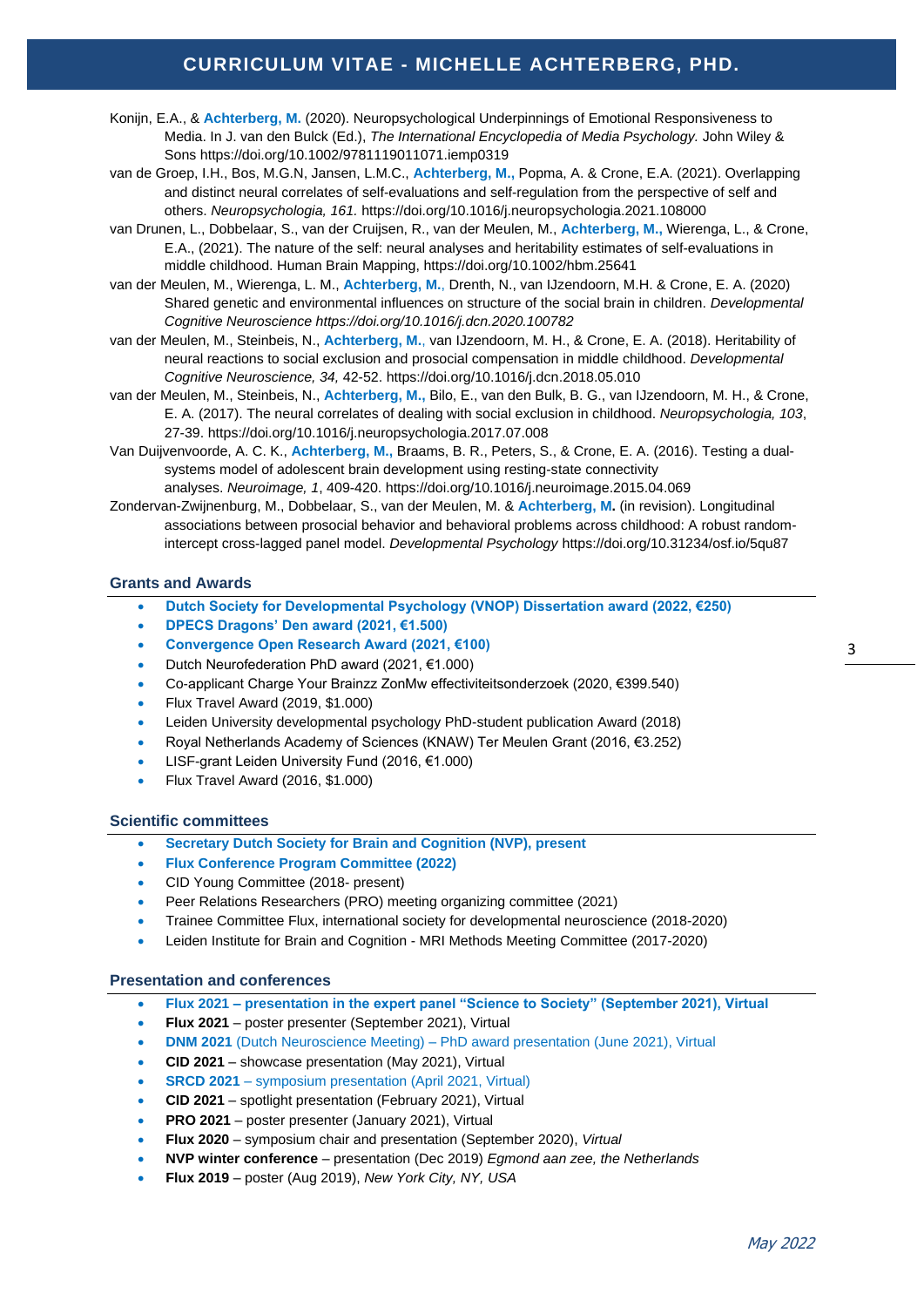Konijn, E.A., & **Achterberg, M.** (2020). Neuropsychological Underpinnings of Emotional Responsiveness to Media. In J. van den Bulck (Ed.), *The International Encyclopedia of Media Psychology.* John Wiley & Sons https://doi.org/10.1002/9781119011071.iemp0319

van de Groep, I.H., Bos, M.G.N, Jansen, L.M.C., **Achterberg, M.,** Popma, A. & Crone, E.A. (2021). Overlapping and distinct neural correlates of self-evaluations and self-regulation from the perspective of self and others. *Neuropsychologia, 161.* https://doi.org/10.1016/j.neuropsychologia.2021.108000

van Drunen, L., Dobbelaar, S., van der Cruijsen, R., van der Meulen, M., **Achterberg, M.,** Wierenga, L., & Crone, E.A., (2021). The nature of the self: neural analyses and heritability estimates of self-evaluations in middle childhood. Human Brain Mapping, https://doi.org/10.1002/hbm.25641

van der Meulen, M., Wierenga, L. M., **Achterberg, M.**, Drenth, N., van IJzendoorn, M.H. & Crone, E. A. (2020) Shared genetic and environmental influences on structure of the social brain in children. *Developmental Cognitive Neuroscience https://doi.org/10.1016/j.dcn.2020.100782*

van der Meulen, M., Steinbeis, N., **Achterberg, M.**, van IJzendoorn, M. H., & Crone, E. A. (2018). Heritability of neural reactions to social exclusion and prosocial compensation in middle childhood. *Developmental Cognitive Neuroscience, 34,* 42-52. https://doi.org/10.1016/j.dcn.2018.05.010

van der Meulen, M., Steinbeis, N., **Achterberg, M.,** Bilo, E., van den Bulk, B. G., van IJzendoorn, M. H., & Crone, E. A. (2017). The neural correlates of dealing with social exclusion in childhood. *Neuropsychologia, 103*, 27-39. https://doi.org/10.1016/j.neuropsychologia.2017.07.008

Van Duijvenvoorde, A. C. K., **Achterberg, M.,** Braams, B. R., Peters, S., & Crone, E. A. (2016). Testing a dual-systems model of adolescent brain development using resting-state connectivity analyses. *Neuroimage, 1*, 409-420. https://doi.org/10.1016/j.neuroimage.2015.04.069

Zondervan-Zwijnenburg, M., Dobbelaar, S., van der Meulen, M. & **Achterberg, M.** (in revision). Longitudinal associations between prosocial behavior and behavioral problems across childhood: A robust random-intercept cross-lagged panel model. *Developmental Psychology* https://doi.org/10.31234/osf.io/5qu87

## Grants and Awards

- **Dutch Society for Developmental Psychology (VNOP) Dissertation award (2022, €250)**
- **DPECS Dragons' Den award (2021, €1.500)**
- **Convergence Open Research Award (2021, €100)**
- Dutch Neurofederation PhD award (2021, €1.000)
- Co-applicant Charge Your Brainzz ZonMw effectiviteitsonderzoek (2020, €399.540)
- Flux Travel Award (2019, $1.000)
- Leiden University developmental psychology PhD-student publication Award (2018)
- Royal Netherlands Academy of Sciences (KNAW) Ter Meulen Grant (2016, €3.252)
- LISF-grant Leiden University Fund (2016, €1.000)
- Flux Travel Award (2016, $1.000)

## Scientific committees

- **Secretary Dutch Society for Brain and Cognition (NVP), present**
- **Flux Conference Program Committee (2022)**
- CID Young Committee (2018- present)
- Peer Relations Researchers (PRO) meeting organizing committee (2021)
- Trainee Committee Flux, international society for developmental neuroscience (2018-2020)
- Leiden Institute for Brain and Cognition - MRI Methods Meeting Committee (2017-2020)

## Presentation and conferences

- **Flux 2021 – presentation in the expert panel "Science to Society" (September 2021), Virtual**
- **Flux 2021** – poster presenter (September 2021), Virtual
- **DNM 2021** (Dutch Neuroscience Meeting) – PhD award presentation (June 2021), Virtual
- **CID 2021** – showcase presentation (May 2021), Virtual
- **SRCD 2021** – symposium presentation (April 2021, Virtual)
- **CID 2021** – spotlight presentation (February 2021), Virtual
- **PRO 2021** – poster presenter (January 2021), Virtual
- **Flux 2020** – symposium chair and presentation (September 2020), *Virtual*
- **NVP winter conference** – presentation (Dec 2019) *Egmond aan zee, the Netherlands*
- **Flux 2019** – poster (Aug 2019), *New York City, NY, USA*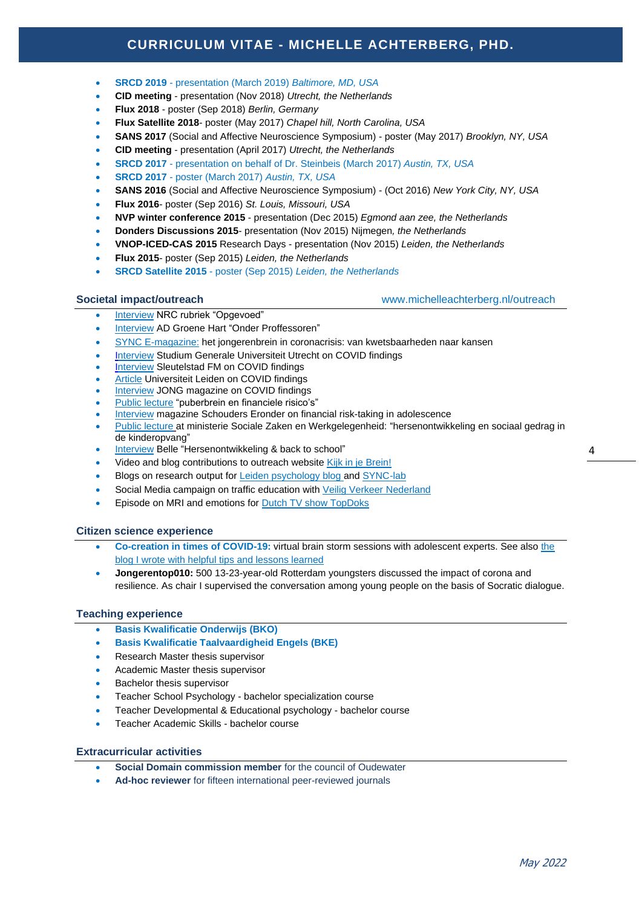- **SRCD 2019** - presentation (March 2019) *Baltimore, MD, USA*
- **CID meeting** - presentation (Nov 2018) *Utrecht, the Netherlands*
- **Flux 2018** - poster (Sep 2018) *Berlin, Germany*
- **Flux Satellite 2018**- poster (May 2017) *Chapel hill, North Carolina, USA*
- **SANS 2017** (Social and Affective Neuroscience Symposium) - poster (May 2017) *Brooklyn, NY, USA*
- **CID meeting** - presentation (April 2017) *Utrecht, the Netherlands*
- **SRCD 2017** - presentation on behalf of Dr. Steinbeis (March 2017) *Austin, TX, USA*
- **SRCD 2017** - poster (March 2017) *Austin, TX, USA*
- **SANS 2016** (Social and Affective Neuroscience Symposium) - (Oct 2016) *New York City, NY, USA*
- **Flux 2016**- poster (Sep 2016) *St. Louis, Missouri, USA*
- **NVP winter conference 2015** - presentation (Dec 2015) *Egmond aan zee, the Netherlands*
- **Donders Discussions 2015**- presentation (Nov 2015) Nijmegen*, the Netherlands*
- **VNOP-ICED-CAS 2015** Research Days - presentation (Nov 2015) *Leiden, the Netherlands*
- **Flux 2015**- poster (Sep 2015) *Leiden, the Netherlands*
- **SRCD Satellite 2015** - poster (Sep 2015) *Leiden, the Netherlands*

## Societal impact/outreach

www.michelleachterberg.nl/outreach

- Interview NRC rubriek "Opgevoed"
- Interview AD Groene Hart "Onder Proffessoren"
- SYNC E-magazine: het jongerenbrein in coronacrisis: van kwetsbaarheden naar kansen
- Interview Studium Generale Universiteit Utrecht on COVID findings
- Interview Sleutelstad FM on COVID findings
- Article Universiteit Leiden on COVID findings
- Interview JONG magazine on COVID findings
- Public lecture "puberbrein en financiele risico's"
- Interview magazine Schouders Eronder on financial risk-taking in adolescence
- Public lecture at ministerie Sociale Zaken en Werkgelegenheid: "hersenontwikkeling en sociaal gedrag in de kinderopvang"
- Interview Belle "Hersenontwikkeling & back to school"
- Video and blog contributions to outreach website Kijk in je Brein!
- Blogs on research output for Leiden psychology blog and SYNC-lab
- Social Media campaign on traffic education with Veilig Verkeer Nederland
- Episode on MRI and emotions for Dutch TV show TopDoks

## Citizen science experience

- **Co-creation in times of COVID-19:** virtual brain storm sessions with adolescent experts. See also the blog I wrote with helpful tips and lessons learned
- **Jongerentop010:** 500 13-23-year-old Rotterdam youngsters discussed the impact of corona and resilience. As chair I supervised the conversation among young people on the basis of Socratic dialogue.

## Teaching experience

- **Basis Kwalificatie Onderwijs (BKO)**
- **Basis Kwalificatie Taalvaardigheid Engels (BKE)**
- Research Master thesis supervisor
- Academic Master thesis supervisor
- Bachelor thesis supervisor
- Teacher School Psychology - bachelor specialization course
- Teacher Developmental & Educational psychology - bachelor course
- Teacher Academic Skills - bachelor course

## Extracurricular activities

- **Social Domain commission member** for the council of Oudewater
- **Ad-hoc reviewer** for fifteen international peer-reviewed journals

*May 2022*